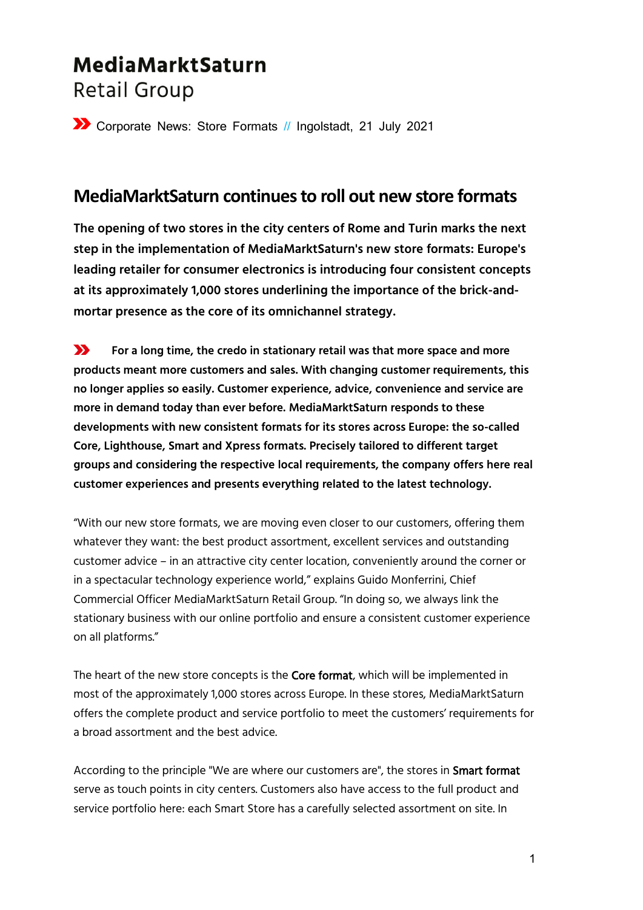**MediaMarktSaturn**
Retail Group

» Corporate News: Store Formats // Ingolstadt, 21 July 2021

## MediaMarktSaturn continues to roll out new store formats

**The opening of two stores in the city centers of Rome and Turin marks the next step in the implementation of MediaMarktSaturn's new store formats: Europe's leading retailer for consumer electronics is introducing four consistent concepts at its approximately 1,000 stores underlining the importance of the brick-and-mortar presence as the core of its omnichannel strategy.**

**» For a long time, the credo in stationary retail was that more space and more products meant more customers and sales. With changing customer requirements, this no longer applies so easily. Customer experience, advice, convenience and service are more in demand today than ever before. MediaMarktSaturn responds to these developments with new consistent formats for its stores across Europe: the so-called Core, Lighthouse, Smart and Xpress formats. Precisely tailored to different target groups and considering the respective local requirements, the company offers here real customer experiences and presents everything related to the latest technology.**

"With our new store formats, we are moving even closer to our customers, offering them whatever they want: the best product assortment, excellent services and outstanding customer advice – in an attractive city center location, conveniently around the corner or in a spectacular technology experience world," explains Guido Monferrini, Chief Commercial Officer MediaMarktSaturn Retail Group. "In doing so, we always link the stationary business with our online portfolio and ensure a consistent customer experience on all platforms."

The heart of the new store concepts is the **Core format**, which will be implemented in most of the approximately 1,000 stores across Europe. In these stores, MediaMarktSaturn offers the complete product and service portfolio to meet the customers' requirements for a broad assortment and the best advice.

According to the principle "We are where our customers are", the stores in **Smart format** serve as touch points in city centers. Customers also have access to the full product and service portfolio here: each Smart Store has a carefully selected assortment on site. In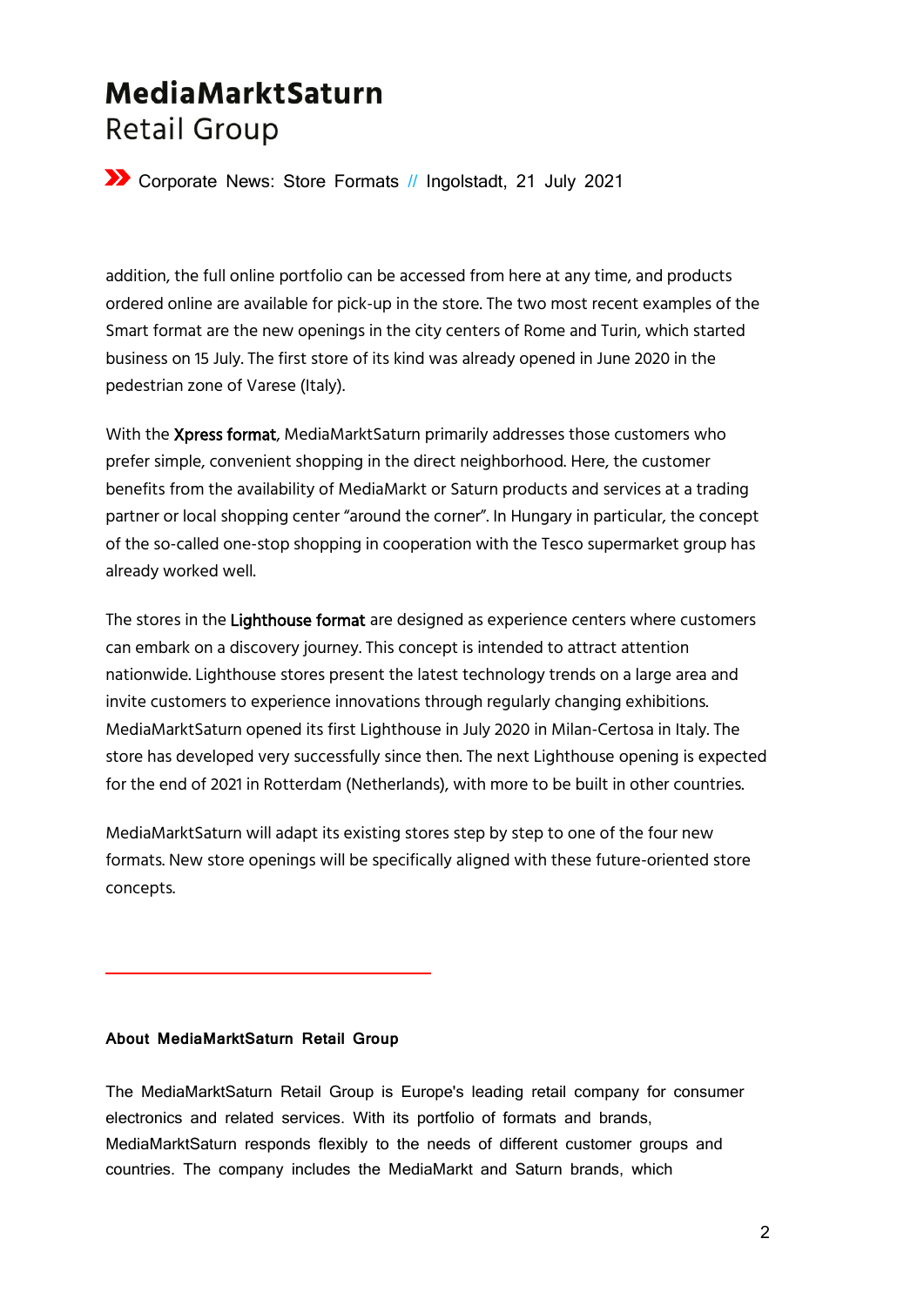addition, the full online portfolio can be accessed from here at any time, and products ordered online are available for pick-up in the store. The two most recent examples of the Smart format are the new openings in the city centers of Rome and Turin, which started business on 15 July. The first store of its kind was already opened in June 2020 in the pedestrian zone of Varese (Italy).

With the **Xpress format**, MediaMarktSaturn primarily addresses those customers who prefer simple, convenient shopping in the direct neighborhood. Here, the customer benefits from the availability of MediaMarkt or Saturn products and services at a trading partner or local shopping center "around the corner". In Hungary in particular, the concept of the so-called one-stop shopping in cooperation with the Tesco supermarket group has already worked well.

The stores in the **Lighthouse format** are designed as experience centers where customers can embark on a discovery journey. This concept is intended to attract attention nationwide. Lighthouse stores present the latest technology trends on a large area and invite customers to experience innovations through regularly changing exhibitions. MediaMarktSaturn opened its first Lighthouse in July 2020 in Milan-Certosa in Italy. The store has developed very successfully since then. The next Lighthouse opening is expected for the end of 2021 in Rotterdam (Netherlands), with more to be built in other countries.

MediaMarktSaturn will adapt its existing stores step by step to one of the four new formats. New store openings will be specifically aligned with these future-oriented store concepts.

---

**About MediaMarktSaturn Retail Group**

The MediaMarktSaturn Retail Group is Europe's leading retail company for consumer electronics and related services. With its portfolio of formats and brands, MediaMarktSaturn responds flexibly to the needs of different customer groups and countries. The company includes the MediaMarkt and Saturn brands, which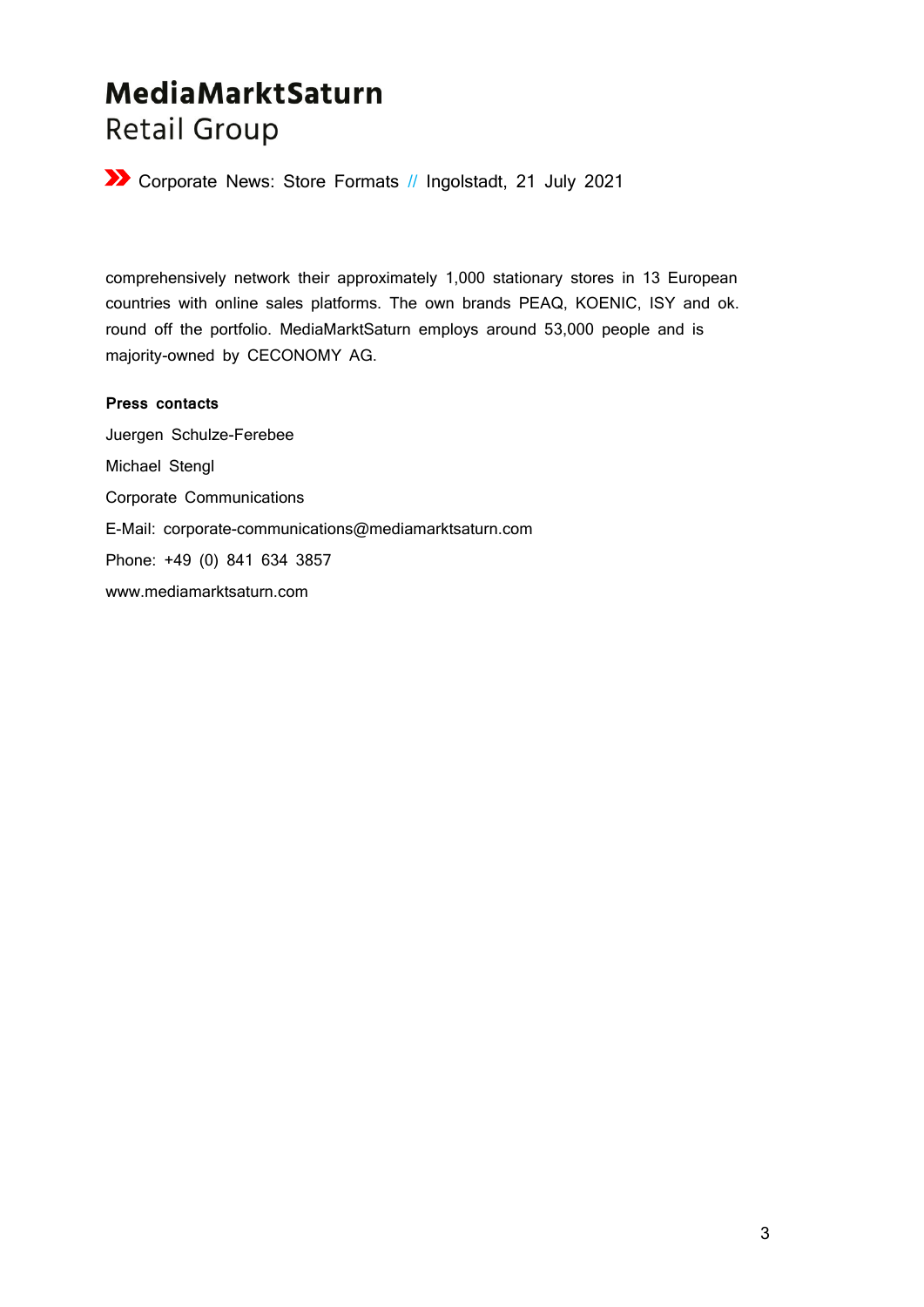comprehensively network their approximately 1,000 stationary stores in 13 European countries with online sales platforms. The own brands PEAQ, KOENIC, ISY and ok. round off the portfolio. MediaMarktSaturn employs around 53,000 people and is majority-owned by CECONOMY AG.

**Press contacts**

Juergen Schulze-Ferebee

Michael Stengl

Corporate Communications

E-Mail: corporate-communications@mediamarktsaturn.com

Phone: +49 (0) 841 634 3857

www.mediamarktsaturn.com